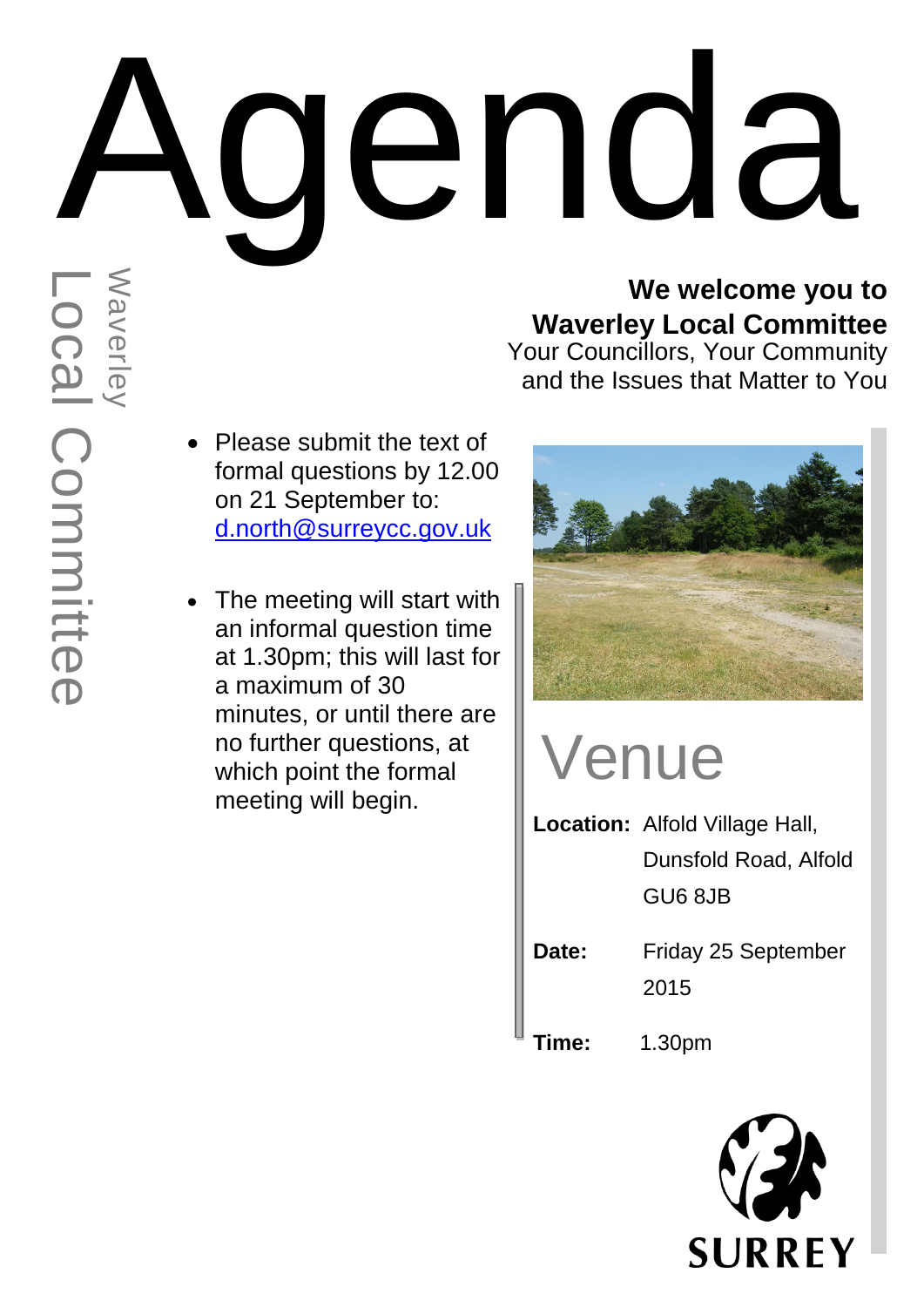# Agenda

## Waverley Local Committee

**We welcome you to Waverley Local Committee**
Your Councillors, Your Community and the Issues that Matter to You

- Please submit the text of formal questions by 12.00 on 21 September to: d.north@surreycc.gov.uk
- The meeting will start with an informal question time at 1.30pm; this will last for a maximum of 30 minutes, or until there are no further questions, at which point the formal meeting will begin.

## Venue

**Location:** Alfold Village Hall, Dunsfold Road, Alfold GU6 8JB

**Date:** Friday 25 September 2015

**Time:** 1.30pm

SURREY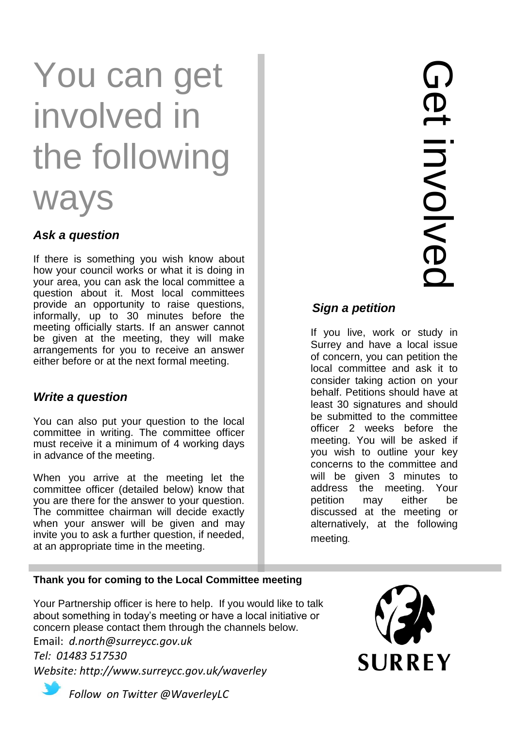# You can get involved in the following ways

# Get involved

### *Ask a question*

If there is something you wish know about how your council works or what it is doing in your area, you can ask the local committee a question about it. Most local committees provide an opportunity to raise questions, informally, up to 30 minutes before the meeting officially starts. If an answer cannot be given at the meeting, they will make arrangements for you to receive an answer either before or at the next formal meeting.

### *Write a question*

You can also put your question to the local committee in writing. The committee officer must receive it a minimum of 4 working days in advance of the meeting.

When you arrive at the meeting let the committee officer (detailed below) know that you are there for the answer to your question. The committee chairman will decide exactly when your answer will be given and may invite you to ask a further question, if needed, at an appropriate time in the meeting.

### *Sign a petition*

If you live, work or study in Surrey and have a local issue of concern, you can petition the local committee and ask it to consider taking action on your behalf. Petitions should have at least 30 signatures and should be submitted to the committee officer 2 weeks before the meeting. You will be asked if you wish to outline your key concerns to the committee and will be given 3 minutes to address the meeting. Your petition may either be discussed at the meeting or alternatively, at the following meeting.

**Thank you for coming to the Local Committee meeting**

Your Partnership officer is here to help. If you would like to talk about something in today's meeting or have a local initiative or concern please contact them through the channels below.

Email: *d.north@surreycc.gov.uk*

*Tel: 01483 517530*

*Website: http://www.surreycc.gov.uk/waverley*

*Follow on Twitter @WaverleyLC*

SURREY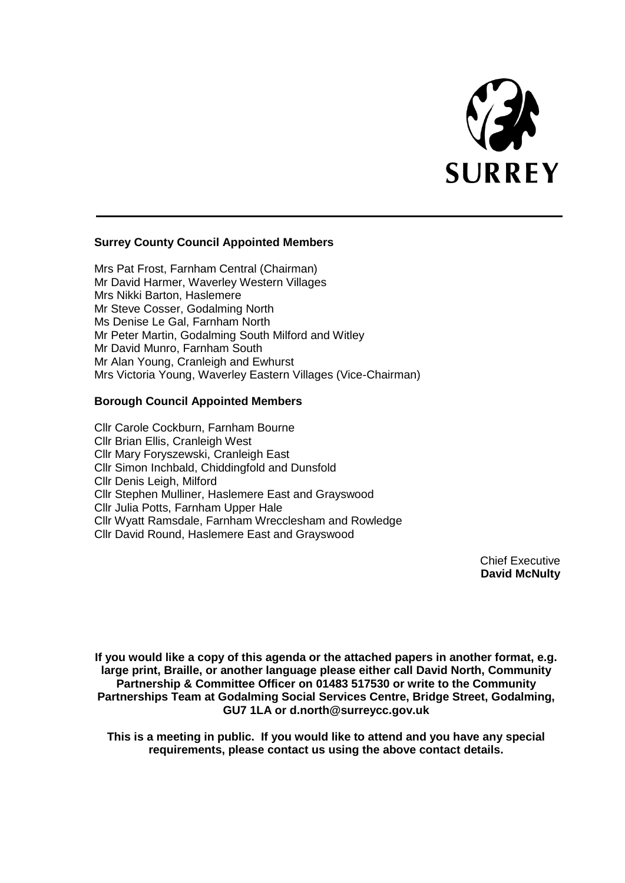## Surrey County Council Appointed Members

Mrs Pat Frost, Farnham Central (Chairman)
Mr David Harmer, Waverley Western Villages
Mrs Nikki Barton, Haslemere
Mr Steve Cosser, Godalming North
Ms Denise Le Gal, Farnham North
Mr Peter Martin, Godalming South Milford and Witley
Mr David Munro, Farnham South
Mr Alan Young, Cranleigh and Ewhurst
Mrs Victoria Young, Waverley Eastern Villages (Vice-Chairman)

## Borough Council Appointed Members

Cllr Carole Cockburn, Farnham Bourne
Cllr Brian Ellis, Cranleigh West
Cllr Mary Foryszewski, Cranleigh East
Cllr Simon Inchbald, Chiddingfold and Dunsfold
Cllr Denis Leigh, Milford
Cllr Stephen Mulliner, Haslemere East and Grayswood
Cllr Julia Potts, Farnham Upper Hale
Cllr Wyatt Ramsdale, Farnham Wrecclesham and Rowledge
Cllr David Round, Haslemere East and Grayswood

Chief Executive
**David McNulty**

**If you would like a copy of this agenda or the attached papers in another format, e.g. large print, Braille, or another language please either call David North, Community Partnership & Committee Officer on 01483 517530 or write to the Community Partnerships Team at Godalming Social Services Centre, Bridge Street, Godalming, GU7 1LA or d.north@surreycc.gov.uk**

**This is a meeting in public. If you would like to attend and you have any special requirements, please contact us using the above contact details.**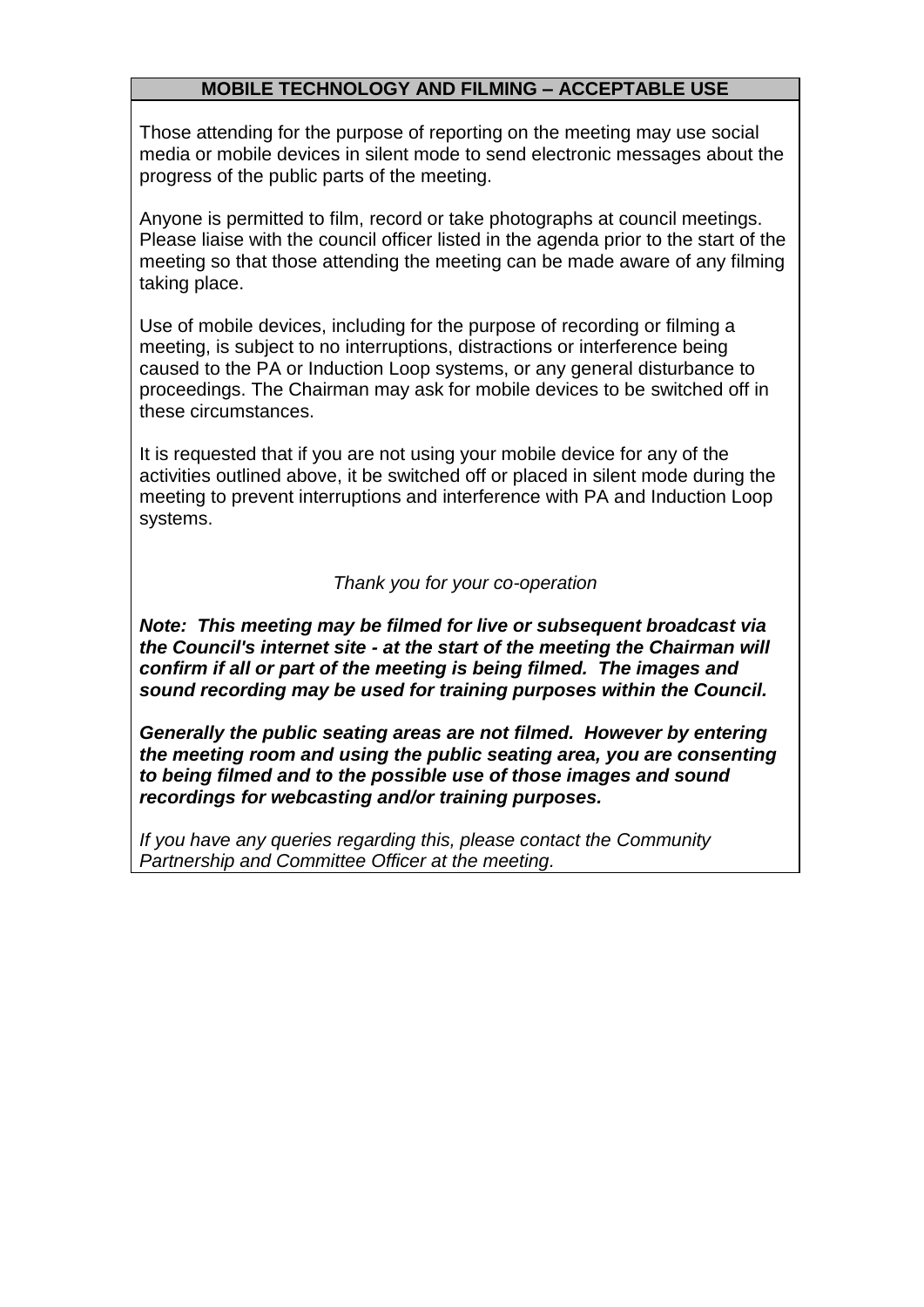## MOBILE TECHNOLOGY AND FILMING – ACCEPTABLE USE

Those attending for the purpose of reporting on the meeting may use social media or mobile devices in silent mode to send electronic messages about the progress of the public parts of the meeting.

Anyone is permitted to film, record or take photographs at council meetings. Please liaise with the council officer listed in the agenda prior to the start of the meeting so that those attending the meeting can be made aware of any filming taking place.

Use of mobile devices, including for the purpose of recording or filming a meeting, is subject to no interruptions, distractions or interference being caused to the PA or Induction Loop systems, or any general disturbance to proceedings. The Chairman may ask for mobile devices to be switched off in these circumstances.

It is requested that if you are not using your mobile device for any of the activities outlined above, it be switched off or placed in silent mode during the meeting to prevent interruptions and interference with PA and Induction Loop systems.

*Thank you for your co-operation*

***Note: This meeting may be filmed for live or subsequent broadcast via the Council's internet site - at the start of the meeting the Chairman will confirm if all or part of the meeting is being filmed. The images and sound recording may be used for training purposes within the Council.***

***Generally the public seating areas are not filmed. However by entering the meeting room and using the public seating area, you are consenting to being filmed and to the possible use of those images and sound recordings for webcasting and/or training purposes.***

*If you have any queries regarding this, please contact the Community Partnership and Committee Officer at the meeting.*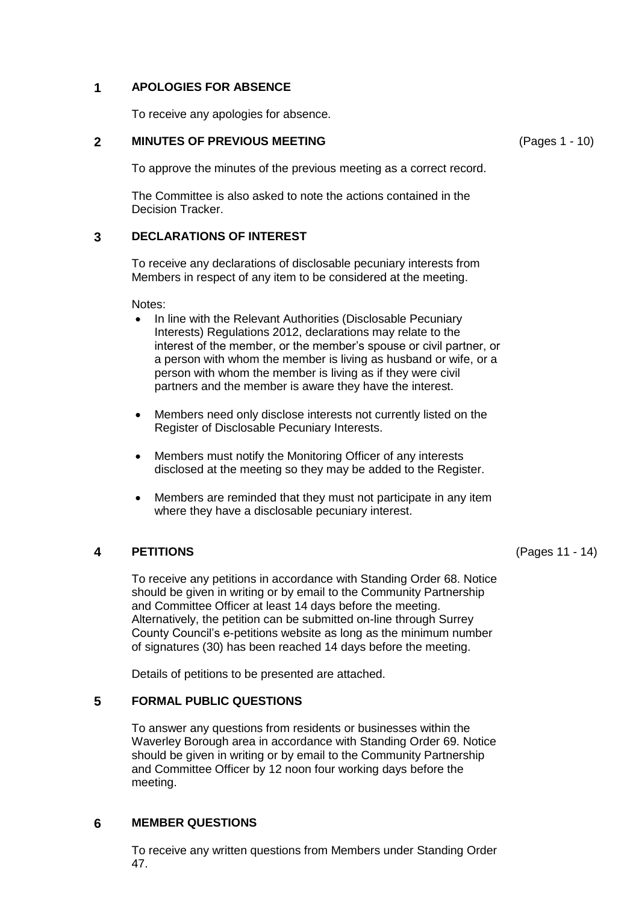## 1 APOLOGIES FOR ABSENCE

To receive any apologies for absence.

## 2 MINUTES OF PREVIOUS MEETING (Pages 1 - 10)

To approve the minutes of the previous meeting as a correct record.

The Committee is also asked to note the actions contained in the Decision Tracker.

## 3 DECLARATIONS OF INTEREST

To receive any declarations of disclosable pecuniary interests from Members in respect of any item to be considered at the meeting.

Notes:

- In line with the Relevant Authorities (Disclosable Pecuniary Interests) Regulations 2012, declarations may relate to the interest of the member, or the member's spouse or civil partner, or a person with whom the member is living as husband or wife, or a person with whom the member is living as if they were civil partners and the member is aware they have the interest.
- Members need only disclose interests not currently listed on the Register of Disclosable Pecuniary Interests.
- Members must notify the Monitoring Officer of any interests disclosed at the meeting so they may be added to the Register.
- Members are reminded that they must not participate in any item where they have a disclosable pecuniary interest.

## 4 PETITIONS (Pages 11 - 14)

To receive any petitions in accordance with Standing Order 68. Notice should be given in writing or by email to the Community Partnership and Committee Officer at least 14 days before the meeting. Alternatively, the petition can be submitted on-line through Surrey County Council's e-petitions website as long as the minimum number of signatures (30) has been reached 14 days before the meeting.

Details of petitions to be presented are attached.

## 5 FORMAL PUBLIC QUESTIONS

To answer any questions from residents or businesses within the Waverley Borough area in accordance with Standing Order 69. Notice should be given in writing or by email to the Community Partnership and Committee Officer by 12 noon four working days before the meeting.

## 6 MEMBER QUESTIONS

To receive any written questions from Members under Standing Order 47.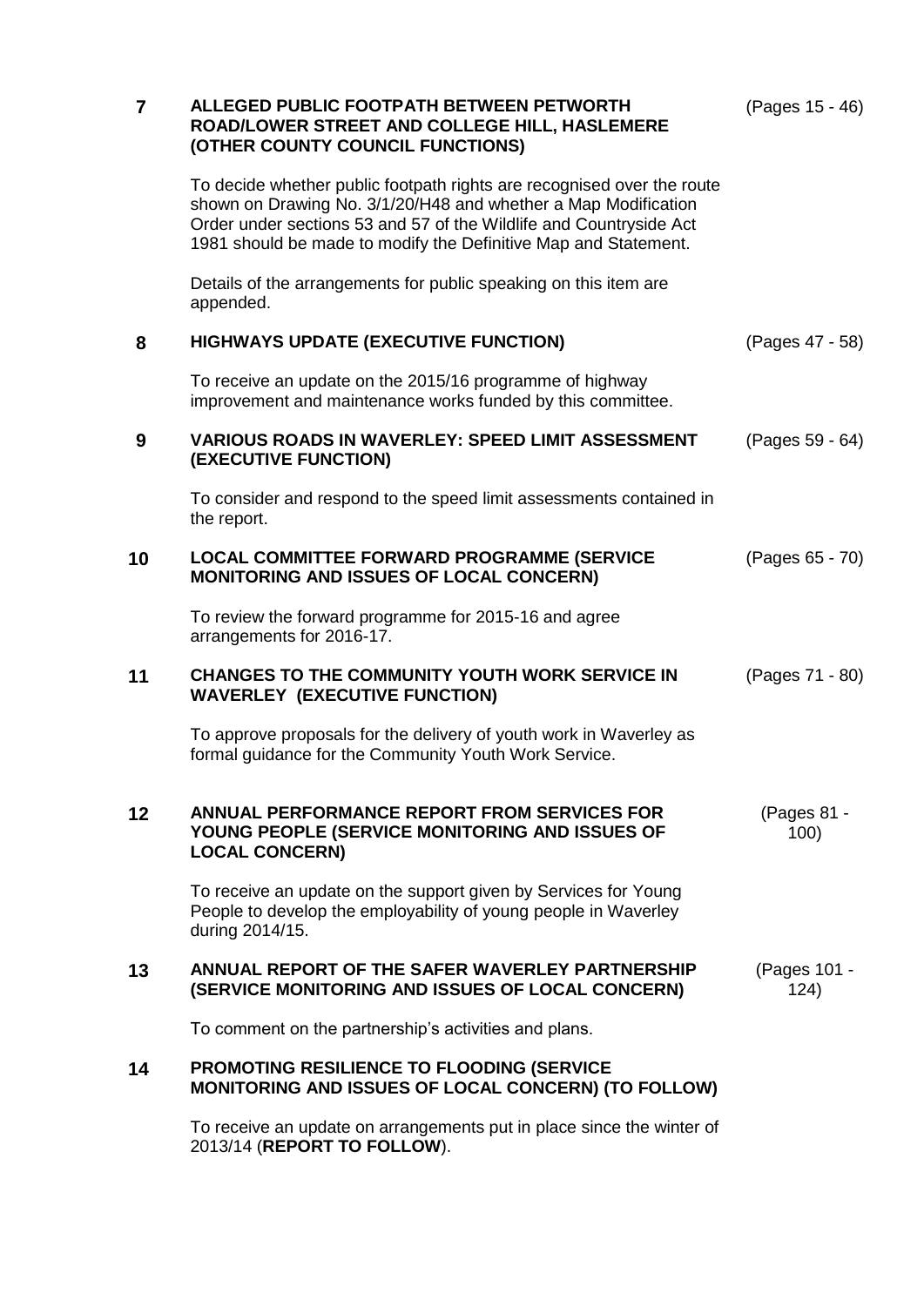**7 ALLEGED PUBLIC FOOTPATH BETWEEN PETWORTH ROAD/LOWER STREET AND COLLEGE HILL, HASLEMERE (OTHER COUNTY COUNCIL FUNCTIONS)** (Pages 15 - 46)

To decide whether public footpath rights are recognised over the route shown on Drawing No. 3/1/20/H48 and whether a Map Modification Order under sections 53 and 57 of the Wildlife and Countryside Act 1981 should be made to modify the Definitive Map and Statement.

Details of the arrangements for public speaking on this item are appended.

**8 HIGHWAYS UPDATE (EXECUTIVE FUNCTION)** (Pages 47 - 58)

To receive an update on the 2015/16 programme of highway improvement and maintenance works funded by this committee.

**9 VARIOUS ROADS IN WAVERLEY: SPEED LIMIT ASSESSMENT (EXECUTIVE FUNCTION)** (Pages 59 - 64)

To consider and respond to the speed limit assessments contained in the report.

**10 LOCAL COMMITTEE FORWARD PROGRAMME (SERVICE MONITORING AND ISSUES OF LOCAL CONCERN)** (Pages 65 - 70)

To review the forward programme for 2015-16 and agree arrangements for 2016-17.

**11 CHANGES TO THE COMMUNITY YOUTH WORK SERVICE IN WAVERLEY (EXECUTIVE FUNCTION)** (Pages 71 - 80)

To approve proposals for the delivery of youth work in Waverley as formal guidance for the Community Youth Work Service.

**12 ANNUAL PERFORMANCE REPORT FROM SERVICES FOR YOUNG PEOPLE (SERVICE MONITORING AND ISSUES OF LOCAL CONCERN)** (Pages 81 - 100)

To receive an update on the support given by Services for Young People to develop the employability of young people in Waverley during 2014/15.

**13 ANNUAL REPORT OF THE SAFER WAVERLEY PARTNERSHIP (SERVICE MONITORING AND ISSUES OF LOCAL CONCERN)** (Pages 101 - 124)

To comment on the partnership's activities and plans.

**14 PROMOTING RESILIENCE TO FLOODING (SERVICE MONITORING AND ISSUES OF LOCAL CONCERN) (TO FOLLOW)**

To receive an update on arrangements put in place since the winter of 2013/14 (**REPORT TO FOLLOW**).